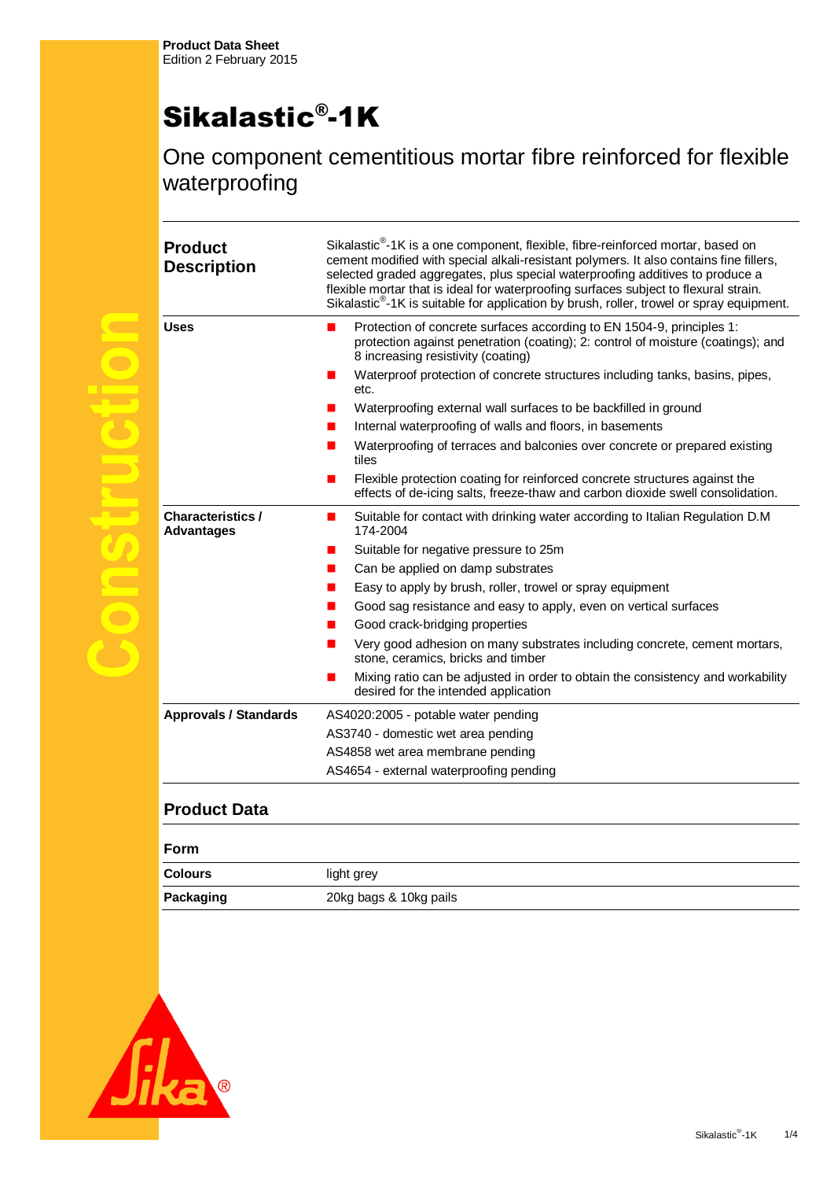**Product Data Sheet**
Edition 2 February 2015

# Sikalastic®-1K

One component cementitious mortar fibre reinforced for flexible waterproofing

## Product Description

Sikalastic®-1K is a one component, flexible, fibre-reinforced mortar, based on cement modified with special alkali-resistant polymers. It also contains fine fillers, selected graded aggregates, plus special waterproofing additives to produce a flexible mortar that is ideal for waterproofing surfaces subject to flexural strain. Sikalastic®-1K is suitable for application by brush, roller, trowel or spray equipment.

## Uses

- Protection of concrete surfaces according to EN 1504-9, principles 1: protection against penetration (coating); 2: control of moisture (coatings); and 8 increasing resistivity (coating)
- Waterproof protection of concrete structures including tanks, basins, pipes, etc.
- Waterproofing external wall surfaces to be backfilled in ground
- Internal waterproofing of walls and floors, in basements
- Waterproofing of terraces and balconies over concrete or prepared existing tiles
- Flexible protection coating for reinforced concrete structures against the effects of de-icing salts, freeze-thaw and carbon dioxide swell consolidation.

## Characteristics / Advantages

- Suitable for contact with drinking water according to Italian Regulation D.M 174-2004
- Suitable for negative pressure to 25m
- Can be applied on damp substrates
- Easy to apply by brush, roller, trowel or spray equipment
- Good sag resistance and easy to apply, even on vertical surfaces
- Good crack-bridging properties
- Very good adhesion on many substrates including concrete, cement mortars, stone, ceramics, bricks and timber
- Mixing ratio can be adjusted in order to obtain the consistency and workability desired for the intended application

## Approvals / Standards

AS4020:2005 - potable water pending
AS3740 - domestic wet area pending
AS4858 wet area membrane pending
AS4654 - external waterproofing pending

## Product Data

### Form

| | |
|---|---|
| **Colours** | light grey |
| **Packaging** | 20kg bags & 10kg pails |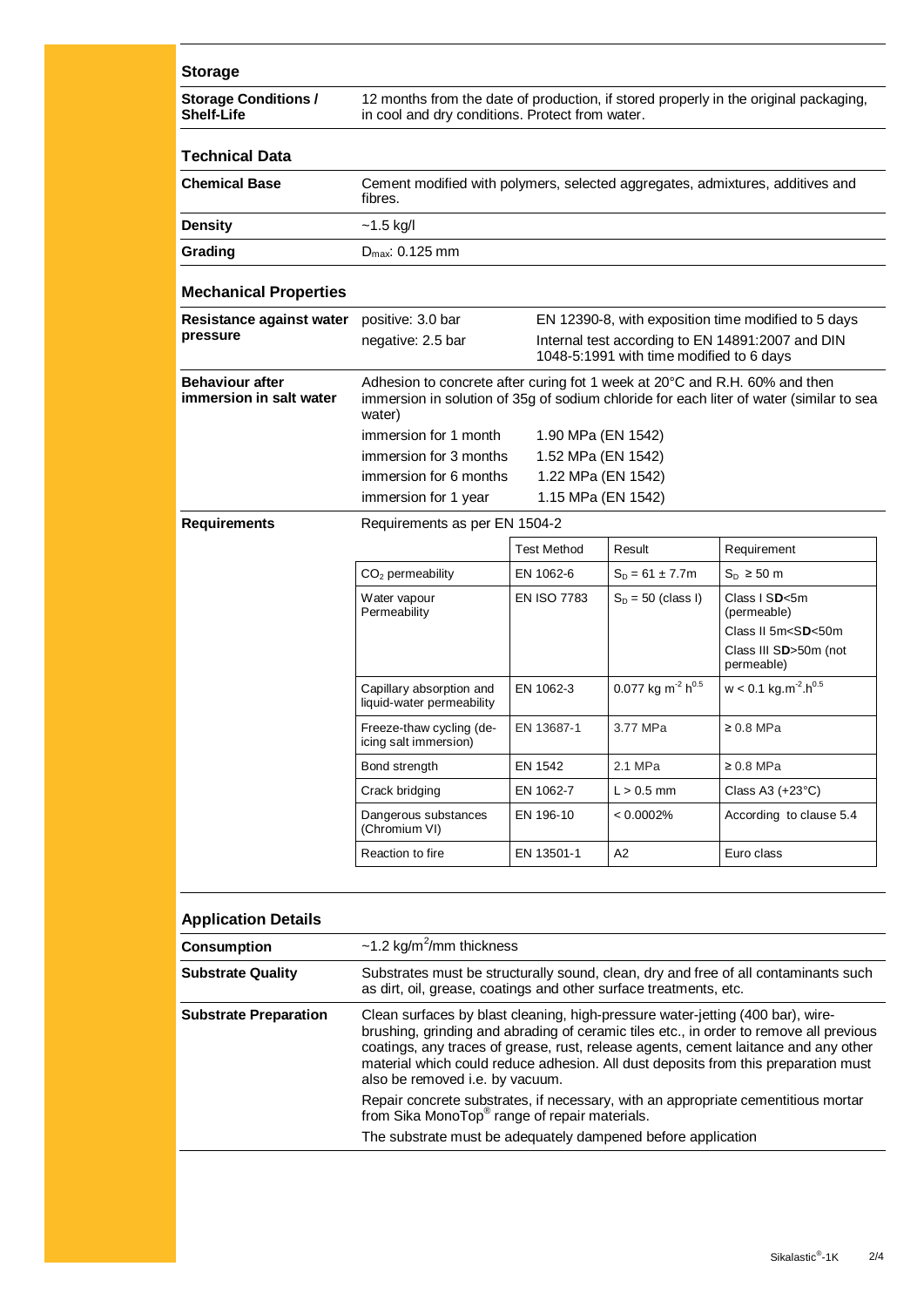## Storage

| | |
|---|---|
| **Storage Conditions / Shelf-Life** | 12 months from the date of production, if stored properly in the original packaging, in cool and dry conditions. Protect from water. |

## Technical Data

| | |
|---|---|
| **Chemical Base** | Cement modified with polymers, selected aggregates, admixtures, additives and fibres. |
| **Density** | ~1.5 kg/l |
| **Grading** | $D_{max}$: 0.125 mm |

### Mechanical Properties

**Resistance against water pressure**

| | |
|---|---|
| positive: 3.0 bar | EN 12390-8, with exposition time modified to 5 days |
| negative: 2.5 bar | Internal test according to EN 14891:2007 and DIN 1048-5:1991 with time modified to 6 days |

**Behaviour after immersion in salt water**

Adhesion to concrete after curing fot 1 week at 20°C and R.H. 60% and then immersion in solution of 35g of sodium chloride for each liter of water (similar to sea water)

| | |
|---|---|
| immersion for 1 month | 1.90 MPa (EN 1542) |
| immersion for 3 months | 1.52 MPa (EN 1542) |
| immersion for 6 months | 1.22 MPa (EN 1542) |
| immersion for 1 year | 1.15 MPa (EN 1542) |

**Requirements**

Requirements as per EN 1504-2

| | Test Method | Result | Requirement |
|---|---|---|---|
| $CO_2$ permeability | EN 1062-6 | $S_D = 61 \pm 7.7$m | $S_D \geq 50$ m |
| Water vapour Permeability | EN ISO 7783 | $S_D = 50$ (class I) | Class I **SD**<5m (permeable)<br>Class II 5m<**SD**<50m<br>Class III **SD**>50m (not permeable) |
| Capillary absorption and liquid-water permeability | EN 1062-3 | 0.077 kg $m^{-2}$ $h^{0.5}$ | w < 0.1 kg.$m^{-2}$.$h^{0.5}$ |
| Freeze-thaw cycling (de-icing salt immersion) | EN 13687-1 | 3.77 MPa | ≥ 0.8 MPa |
| Bond strength | EN 1542 | 2.1 MPa | ≥ 0.8 MPa |
| Crack bridging | EN 1062-7 | L > 0.5 mm | Class A3 (+23°C) |
| Dangerous substances (Chromium VI) | EN 196-10 | < 0.0002% | According to clause 5.4 |
| Reaction to fire | EN 13501-1 | A2 | Euro class |

## Application Details

**Consumption**

~1.2 kg/$m^2$/mm thickness

**Substrate Quality**

Substrates must be structurally sound, clean, dry and free of all contaminants such as dirt, oil, grease, coatings and other surface treatments, etc.

**Substrate Preparation**

Clean surfaces by blast cleaning, high-pressure water-jetting (400 bar), wire-brushing, grinding and abrading of ceramic tiles etc., in order to remove all previous coatings, any traces of grease, rust, release agents, cement laitance and any other material which could reduce adhesion. All dust deposits from this preparation must also be removed i.e. by vacuum.

Repair concrete substrates, if necessary, with an appropriate cementitious mortar from Sika MonoTop® range of repair materials.

The substrate must be adequately dampened before application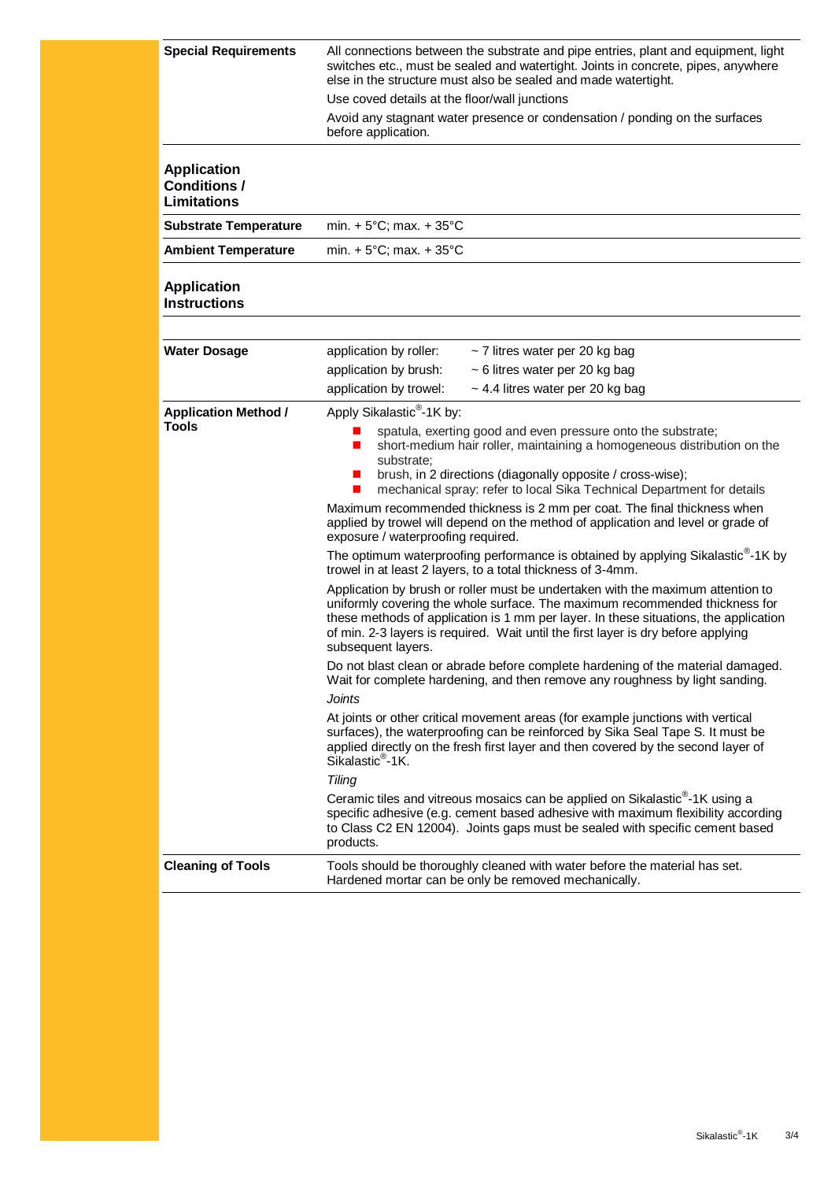| | |
|---|---|
| **Special Requirements** | All connections between the substrate and pipe entries, plant and equipment, light switches etc., must be sealed and watertight. Joints in concrete, pipes, anywhere else in the structure must also be sealed and made watertight.<br>Use coved details at the floor/wall junctions<br>Avoid any stagnant water presence or condensation / ponding on the surfaces before application. |

## Application Conditions / Limitations

| | |
|---|---|
| **Substrate Temperature** | min. + 5°C; max. + 35°C |
| **Ambient Temperature** | min. + 5°C; max. + 35°C |

## Application Instructions

**Water Dosage**

| | |
|---|---|
| application by roller: | ~ 7 litres water per 20 kg bag |
| application by brush: | ~ 6 litres water per 20 kg bag |
| application by trowel: | ~ 4.4 litres water per 20 kg bag |

**Application Method / Tools**

Apply Sikalastic®-1K by:

- spatula, exerting good and even pressure onto the substrate;
- short-medium hair roller, maintaining a homogeneous distribution on the substrate;
- brush, in 2 directions (diagonally opposite / cross-wise);
- mechanical spray: refer to local Sika Technical Department for details

Maximum recommended thickness is 2 mm per coat. The final thickness when applied by trowel will depend on the method of application and level or grade of exposure / waterproofing required.

The optimum waterproofing performance is obtained by applying Sikalastic®-1K by trowel in at least 2 layers, to a total thickness of 3-4mm.

Application by brush or roller must be undertaken with the maximum attention to uniformly covering the whole surface. The maximum recommended thickness for these methods of application is 1 mm per layer. In these situations, the application of min. 2-3 layers is required. Wait until the first layer is dry before applying subsequent layers.

Do not blast clean or abrade before complete hardening of the material damaged. Wait for complete hardening, and then remove any roughness by light sanding.

*Joints*

At joints or other critical movement areas (for example junctions with vertical surfaces), the waterproofing can be reinforced by Sika Seal Tape S. It must be applied directly on the fresh first layer and then covered by the second layer of Sikalastic®-1K.

*Tiling*

Ceramic tiles and vitreous mosaics can be applied on Sikalastic®-1K using a specific adhesive (e.g. cement based adhesive with maximum flexibility according to Class C2 EN 12004). Joints gaps must be sealed with specific cement based products.

**Cleaning of Tools**

Tools should be thoroughly cleaned with water before the material has set. Hardened mortar can be only be removed mechanically.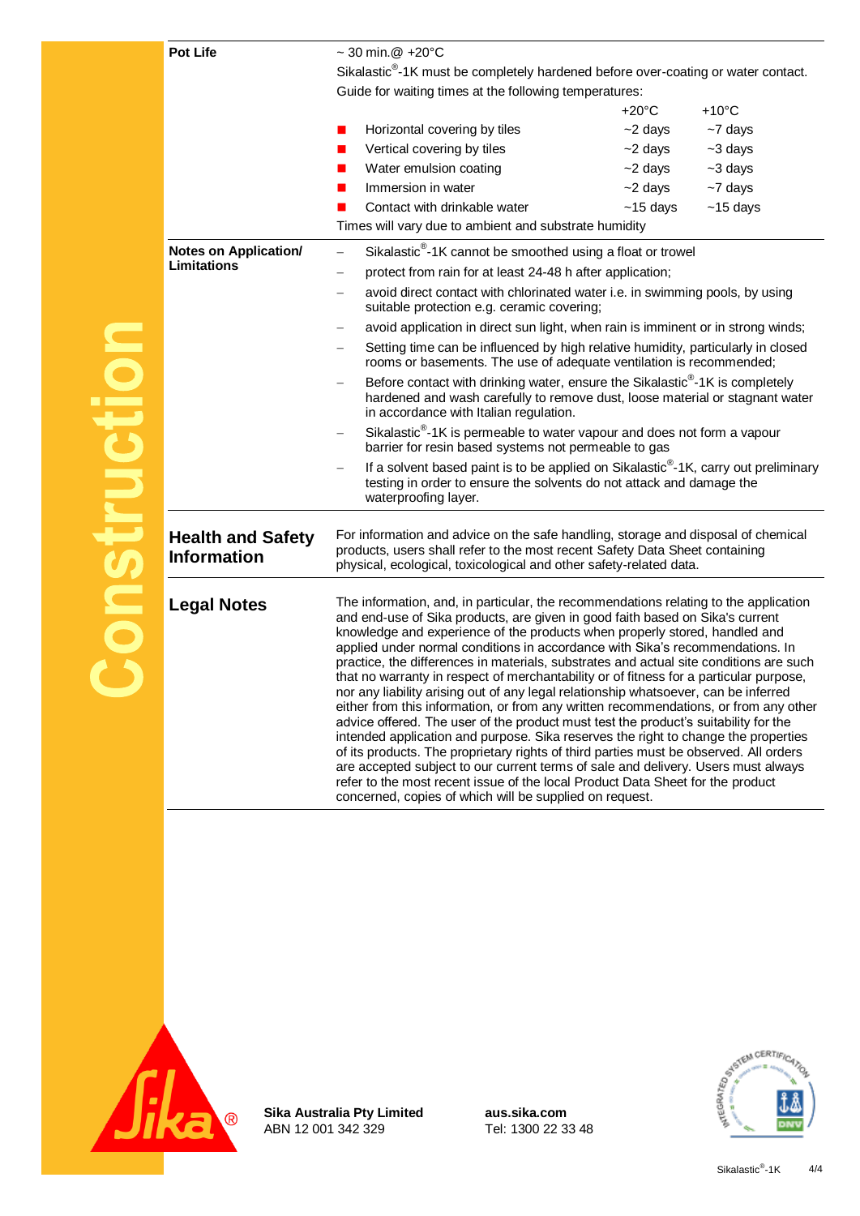**Pot Life**

~ 30 min.@ +20°C

Sikalastic®-1K must be completely hardened before over-coating or water contact.

Guide for waiting times at the following temperatures:

| | +20°C | +10°C |
|---|---|---|
| Horizontal covering by tiles | ~2 days | ~7 days |
| Vertical covering by tiles | ~2 days | ~3 days |
| Water emulsion coating | ~2 days | ~3 days |
| Immersion in water | ~2 days | ~7 days |
| Contact with drinkable water | ~15 days | ~15 days |

Times will vary due to ambient and substrate humidity

**Notes on Application/ Limitations**

- Sikalastic®-1K cannot be smoothed using a float or trowel
- protect from rain for at least 24-48 h after application;
- avoid direct contact with chlorinated water i.e. in swimming pools, by using suitable protection e.g. ceramic covering;
- avoid application in direct sun light, when rain is imminent or in strong winds;
- Setting time can be influenced by high relative humidity, particularly in closed rooms or basements. The use of adequate ventilation is recommended;
- Before contact with drinking water, ensure the Sikalastic®-1K is completely hardened and wash carefully to remove dust, loose material or stagnant water in accordance with Italian regulation.
- Sikalastic®-1K is permeable to water vapour and does not form a vapour barrier for resin based systems not permeable to gas
- If a solvent based paint is to be applied on Sikalastic®-1K, carry out preliminary testing in order to ensure the solvents do not attack and damage the waterproofing layer.

## Health and Safety Information

For information and advice on the safe handling, storage and disposal of chemical products, users shall refer to the most recent Safety Data Sheet containing physical, ecological, toxicological and other safety-related data.

## Legal Notes

The information, and, in particular, the recommendations relating to the application and end-use of Sika products, are given in good faith based on Sika's current knowledge and experience of the products when properly stored, handled and applied under normal conditions in accordance with Sika's recommendations. In practice, the differences in materials, substrates and actual site conditions are such that no warranty in respect of merchantability or of fitness for a particular purpose, nor any liability arising out of any legal relationship whatsoever, can be inferred either from this information, or from any written recommendations, or from any other advice offered. The user of the product must test the product's suitability for the intended application and purpose. Sika reserves the right to change the properties of its products. The proprietary rights of third parties must be observed. All orders are accepted subject to our current terms of sale and delivery. Users must always refer to the most recent issue of the local Product Data Sheet for the product concerned, copies of which will be supplied on request.

**Sika Australia Pty Limited**
ABN 12 001 342 329

**aus.sika.com**
Tel: 1300 22 33 48